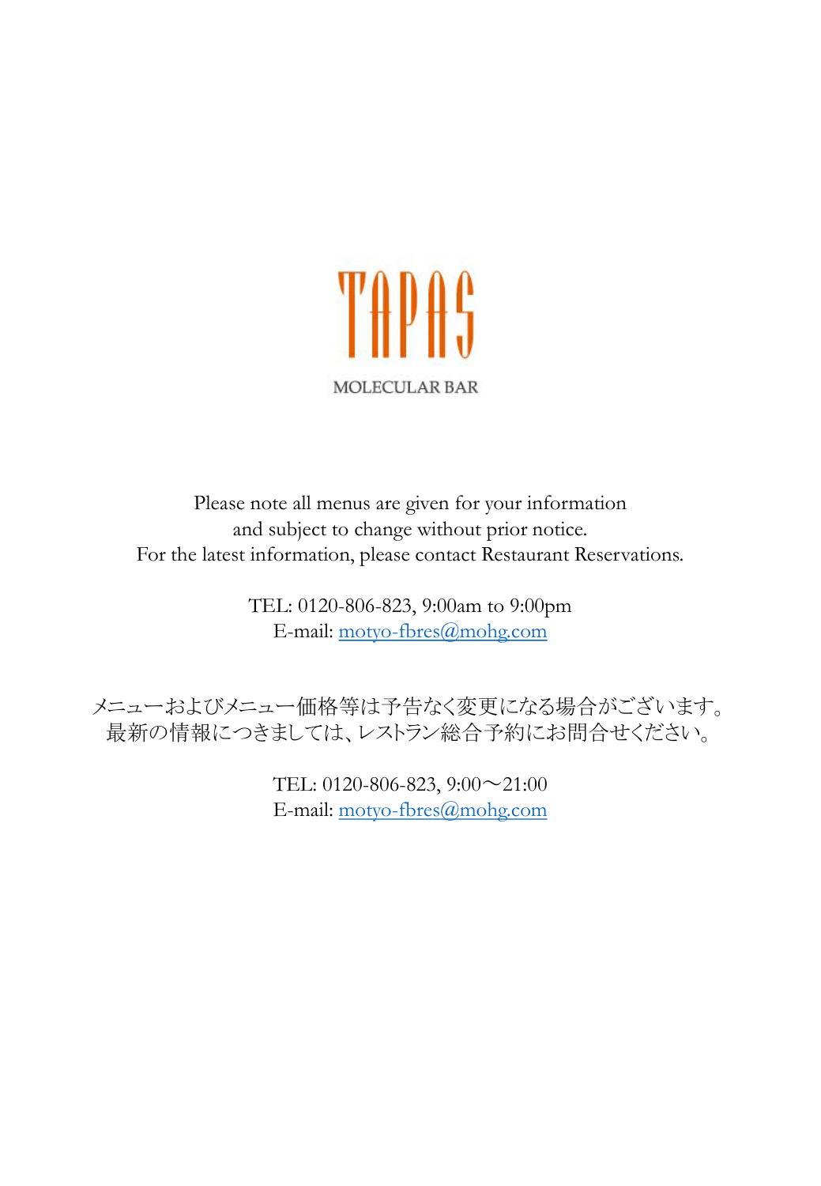# TAPAS

MOLECULAR BAR

Please note all menus are given for your information
and subject to change without prior notice.
For the latest information, please contact Restaurant Reservations.

TEL: 0120-806-823, 9:00am to 9:00pm
E-mail: motyo-fbres@mohg.com

メニューおよびメニュー価格等は予告なく変更になる場合がございます。
最新の情報につきましては、レストラン総合予約にお問合せください。

TEL: 0120-806-823, 9:00～21:00
E-mail: motyo-fbres@mohg.com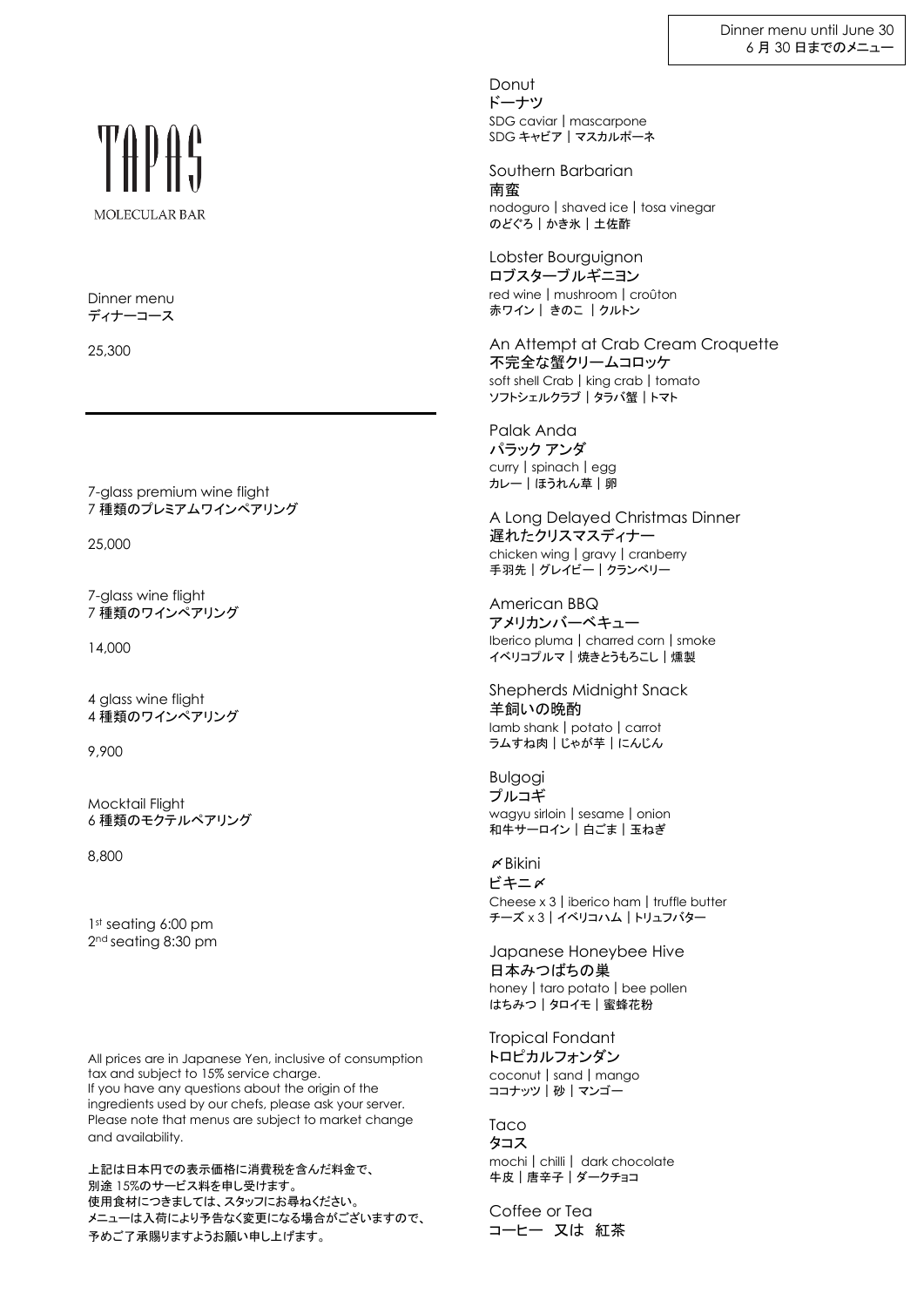Dinner menu until June 30
6 月 30 日までのメニュー

# TAPAS

MOLECULAR BAR

Dinner menu
ディナーコース

25,300

---

7-glass premium wine flight
7 種類のプレミアムワインペアリング

25,000

7-glass wine flight
7 種類のワインペアリング

14,000

4 glass wine flight
4 種類のワインペアリング

9,900

Mocktail Flight
6 種類のモクテルペアリング

8,800

1st seating 6:00 pm
2nd seating 8:30 pm

All prices are in Japanese Yen, inclusive of consumption tax and subject to 15% service charge.
If you have any questions about the origin of the ingredients used by our chefs, please ask your server.
Please note that menus are subject to market change and availability.

上記は日本円での表示価格に消費税を含んだ料金で、
別途 15%のサービス料を申し受けます。
使用食材につきましては、スタッフにお尋ねください。
メニューは入荷により予告なく変更になる場合がございますので、
予めご了承賜りますようお願い申し上げます。

Donut
ドーナツ
SDG caviar | mascarpone
SDG キャビア | マスカルポーネ

Southern Barbarian
南蛮
nodoguro | shaved ice | tosa vinegar
のどぐろ | かき氷 | 土佐酢

Lobster Bourguignon
ロブスターブルギニヨン
red wine | mushroom | croûton
赤ワイン | きのこ | クルトン

An Attempt at Crab Cream Croquette
不完全な蟹クリームコロッケ
soft shell Crab | king crab | tomato
ソフトシェルクラブ | タラバ蟹 | トマト

Palak Anda
パラック アンダ
curry | spinach | egg
カレー | ほうれん草 | 卵

A Long Delayed Christmas Dinner
遅れたクリスマスディナー
chicken wing | gravy | cranberry
手羽先 | グレイビー | クランベリー

American BBQ
アメリカンバーベキュー
Iberico pluma | charred corn | smoke
イベリコプルマ | 焼きとうもろこし | 燻製

Shepherds Midnight Snack
羊飼いの晩酌
lamb shank | potato | carrot
ラムすね肉 | じゃが芋 | にんじん

Bulgogi
プルコギ
wagyu sirloin | sesame | onion
和牛サーロイン | 白ごま | 玉ねぎ

〆Bikini
ビキニ〆
Cheese x 3 | iberico ham | truffle butter
チーズ x 3 | イベリコハム | トリュフバター

Japanese Honeybee Hive
日本みつばちの巣
honey | taro potato | bee pollen
はちみつ | タロイモ | 蜜蜂花粉

Tropical Fondant
トロピカルフォンダン
coconut | sand | mango
ココナッツ | 砂 | マンゴー

Taco
タコス
mochi | chilli | dark chocolate
牛皮 | 唐辛子 | ダークチョコ

Coffee or Tea
コーヒー 又は 紅茶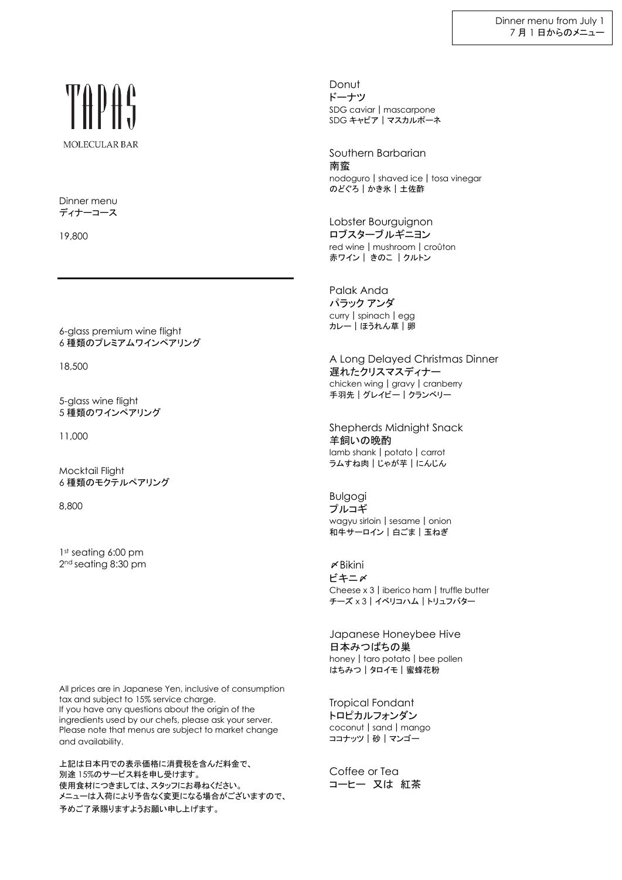Dinner menu from July 1
7 月 1 日からのメニュー

# TAPAS

MOLECULAR BAR

Dinner menu
ディナーコース

19,800

---

6-glass premium wine flight
6 種類のプレミアムワインペアリング

18,500

5-glass wine flight
5 種類のワインペアリング

11,000

Mocktail Flight
6 種類のモクテルペアリング

8,800

1st seating 6:00 pm
2nd seating 8:30 pm

All prices are in Japanese Yen, inclusive of consumption tax and subject to 15% service charge.
If you have any questions about the origin of the ingredients used by our chefs, please ask your server.
Please note that menus are subject to market change and availability.

上記は日本円での表示価格に消費税を含んだ料金で、
別途 15%のサービス料を申し受けます。
使用食材につきましては、スタッフにお尋ねください。
メニューは入荷により予告なく変更になる場合がございますので、
予めご了承賜りますようお願い申し上げます。

Donut
ドーナツ
SDG caviar | mascarpone
SDG キャビア | マスカルポーネ

Southern Barbarian
南蛮
nodoguro | shaved ice | tosa vinegar
のどぐろ | かき氷 | 土佐酢

Lobster Bourguignon
ロブスターブルギニヨン
red wine | mushroom | croûton
赤ワイン | きのこ | クルトン

Palak Anda
パラック アンダ
curry | spinach | egg
カレー | ほうれん草 | 卵

A Long Delayed Christmas Dinner
遅れたクリスマスディナー
chicken wing | gravy | cranberry
手羽先 | グレイビー | クランベリー

Shepherds Midnight Snack
羊飼いの晩酌
lamb shank | potato | carrot
ラムすね肉 | じゃが芋 | にんじん

Bulgogi
プルコギ
wagyu sirloin | sesame | onion
和牛サーロイン | 白ごま | 玉ねぎ

〆Bikini
ビキニ〆
Cheese x 3 | iberico ham | truffle butter
チーズ x 3 | イベリコハム | トリュフバター

Japanese Honeybee Hive
日本みつばちの巣
honey | taro potato | bee pollen
はちみつ | タロイモ | 蜜蜂花粉

Tropical Fondant
トロピカルフォンダン
coconut | sand | mango
ココナッツ | 砂 | マンゴー

Coffee or Tea
コーヒー 又は 紅茶